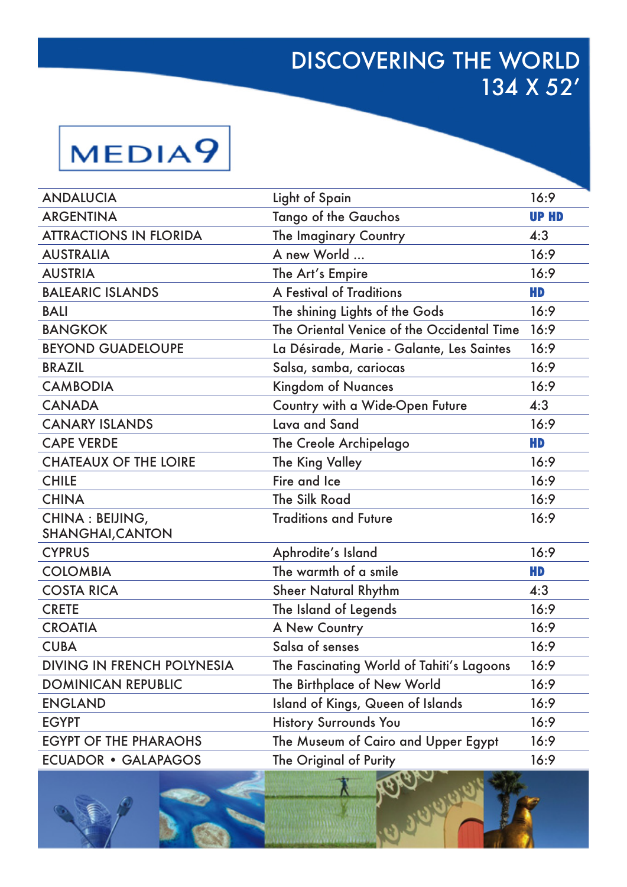# DISCOVERING THE WORLD
## 134 X 52′

MEDIA9

| | | |
|---|---|---|
| ANDALUCIA | Light of Spain | 16:9 |
| ARGENTINA | Tango of the Gauchos | **UP HD** |
| ATTRACTIONS IN FLORIDA | The Imaginary Country | 4:3 |
| AUSTRALIA | A new World ... | 16:9 |
| AUSTRIA | The Art's Empire | 16:9 |
| BALEARIC ISLANDS | A Festival of Traditions | **HD** |
| BALI | The shining Lights of the Gods | 16:9 |
| BANGKOK | The Oriental Venice of the Occidental Time | 16:9 |
| BEYOND GUADELOUPE | La Désirade, Marie - Galante, Les Saintes | 16:9 |
| BRAZIL | Salsa, samba, cariocas | 16:9 |
| CAMBODIA | Kingdom of Nuances | 16:9 |
| CANADA | Country with a Wide-Open Future | 4:3 |
| CANARY ISLANDS | Lava and Sand | 16:9 |
| CAPE VERDE | The Creole Archipelago | **HD** |
| CHATEAUX OF THE LOIRE | The King Valley | 16:9 |
| CHILE | Fire and Ice | 16:9 |
| CHINA | The Silk Road | 16:9 |
| CHINA : BEIJING, SHANGHAI,CANTON | Traditions and Future | 16:9 |
| CYPRUS | Aphrodite's Island | 16:9 |
| COLOMBIA | The warmth of a smile | **HD** |
| COSTA RICA | Sheer Natural Rhythm | 4:3 |
| CRETE | The Island of Legends | 16:9 |
| CROATIA | A New Country | 16:9 |
| CUBA | Salsa of senses | 16:9 |
| DIVING IN FRENCH POLYNESIA | The Fascinating World of Tahiti's Lagoons | 16:9 |
| DOMINICAN REPUBLIC | The Birthplace of New World | 16:9 |
| ENGLAND | Island of Kings, Queen of Islands | 16:9 |
| EGYPT | History Surrounds You | 16:9 |
| EGYPT OF THE PHARAOHS | The Museum of Cairo and Upper Egypt | 16:9 |
| ECUADOR • GALAPAGOS | The Original of Purity | 16:9 |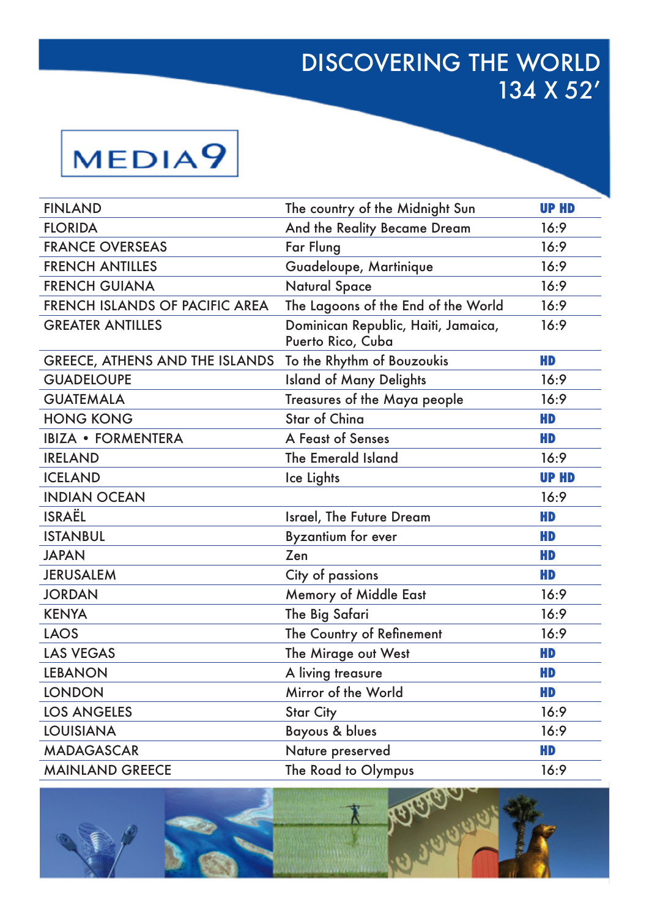# DISCOVERING THE WORLD
## 134 X 52'

MEDIA9

| | | |
|---|---|---|
| FINLAND | The country of the Midnight Sun | **UP HD** |
| FLORIDA | And the Reality Became Dream | 16:9 |
| FRANCE OVERSEAS | Far Flung | 16:9 |
| FRENCH ANTILLES | Guadeloupe, Martinique | 16:9 |
| FRENCH GUIANA | Natural Space | 16:9 |
| FRENCH ISLANDS OF PACIFIC AREA | The Lagoons of the End of the World | 16:9 |
| GREATER ANTILLES | Dominican Republic, Haiti, Jamaica, Puerto Rico, Cuba | 16:9 |
| GREECE, ATHENS AND THE ISLANDS | To the Rhythm of Bouzoukis | **HD** |
| GUADELOUPE | Island of Many Delights | 16:9 |
| GUATEMALA | Treasures of the Maya people | 16:9 |
| HONG KONG | Star of China | **HD** |
| IBIZA • FORMENTERA | A Feast of Senses | **HD** |
| IRELAND | The Emerald Island | 16:9 |
| ICELAND | Ice Lights | **UP HD** |
| INDIAN OCEAN | | 16:9 |
| ISRAËL | Israel, The Future Dream | **HD** |
| ISTANBUL | Byzantium for ever | **HD** |
| JAPAN | Zen | **HD** |
| JERUSALEM | City of passions | **HD** |
| JORDAN | Memory of Middle East | 16:9 |
| KENYA | The Big Safari | 16:9 |
| LAOS | The Country of Refinement | 16:9 |
| LAS VEGAS | The Mirage out West | **HD** |
| LEBANON | A living treasure | **HD** |
| LONDON | Mirror of the World | **HD** |
| LOS ANGELES | Star City | 16:9 |
| LOUISIANA | Bayous & blues | 16:9 |
| MADAGASCAR | Nature preserved | **HD** |
| MAINLAND GREECE | The Road to Olympus | 16:9 |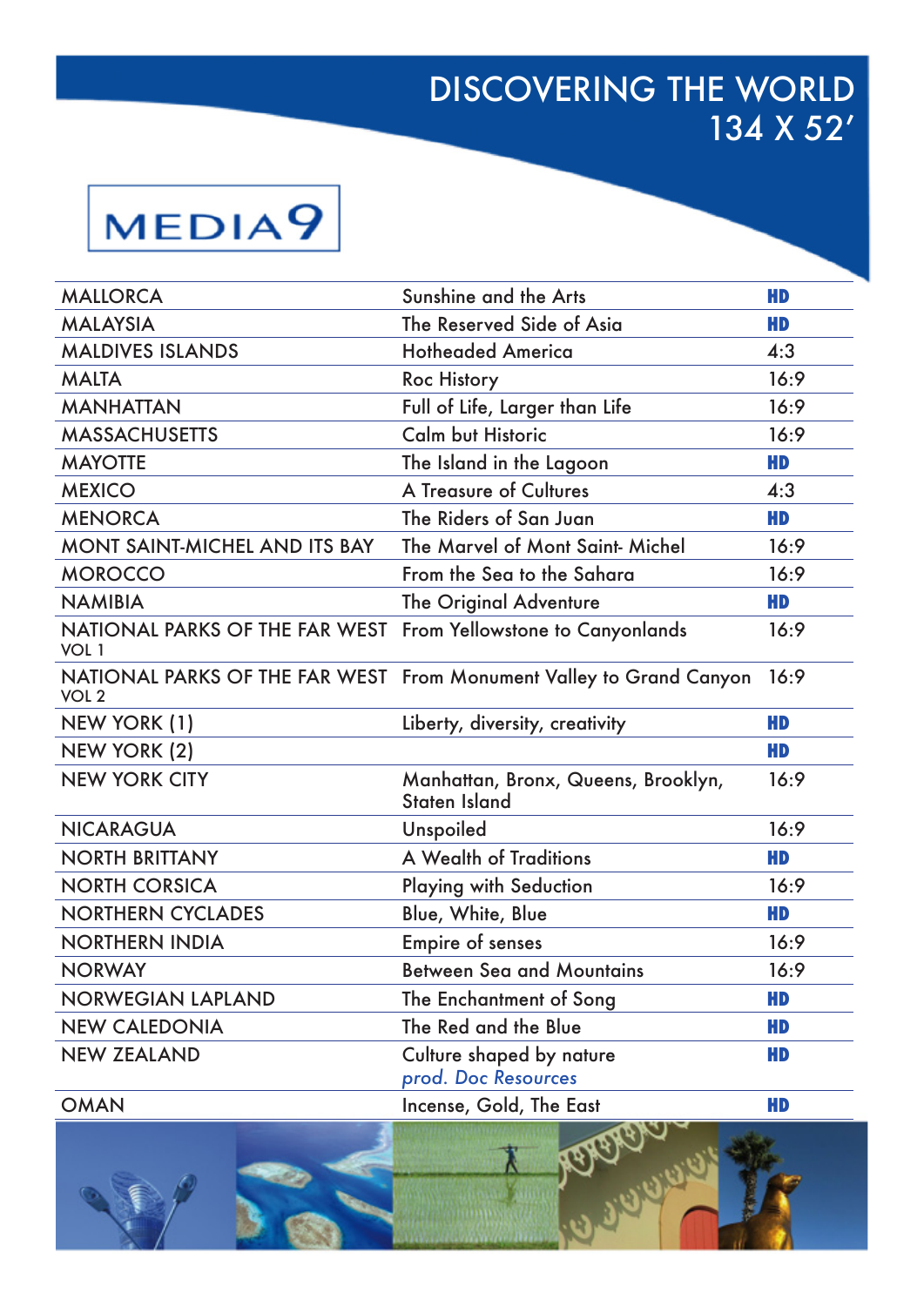# DISCOVERING THE WORLD
## 134 X 52'

MEDIA9

| | | |
|---|---|---|
| MALLORCA | Sunshine and the Arts | HD |
| MALAYSIA | The Reserved Side of Asia | HD |
| MALDIVES ISLANDS | Hotheaded America | 4:3 |
| MALTA | Roc History | 16:9 |
| MANHATTAN | Full of Life, Larger than Life | 16:9 |
| MASSACHUSETTS | Calm but Historic | 16:9 |
| MAYOTTE | The Island in the Lagoon | HD |
| MEXICO | A Treasure of Cultures | 4:3 |
| MENORCA | The Riders of San Juan | HD |
| MONT SAINT-MICHEL AND ITS BAY | The Marvel of Mont Saint- Michel | 16:9 |
| MOROCCO | From the Sea to the Sahara | 16:9 |
| NAMIBIA | The Original Adventure | HD |
| NATIONAL PARKS OF THE FAR WEST VOL 1 | From Yellowstone to Canyonlands | 16:9 |
| NATIONAL PARKS OF THE FAR WEST VOL 2 | From Monument Valley to Grand Canyon | 16:9 |
| NEW YORK (1) | Liberty, diversity, creativity | HD |
| NEW YORK (2) | | HD |
| NEW YORK CITY | Manhattan, Bronx, Queens, Brooklyn, Staten Island | 16:9 |
| NICARAGUA | Unspoiled | 16:9 |
| NORTH BRITTANY | A Wealth of Traditions | HD |
| NORTH CORSICA | Playing with Seduction | 16:9 |
| NORTHERN CYCLADES | Blue, White, Blue | HD |
| NORTHERN INDIA | Empire of senses | 16:9 |
| NORWAY | Between Sea and Mountains | 16:9 |
| NORWEGIAN LAPLAND | The Enchantment of Song | HD |
| NEW CALEDONIA | The Red and the Blue | HD |
| NEW ZEALAND | Culture shaped by nature *prod. Doc Resources* | HD |
| OMAN | Incense, Gold, The East | HD |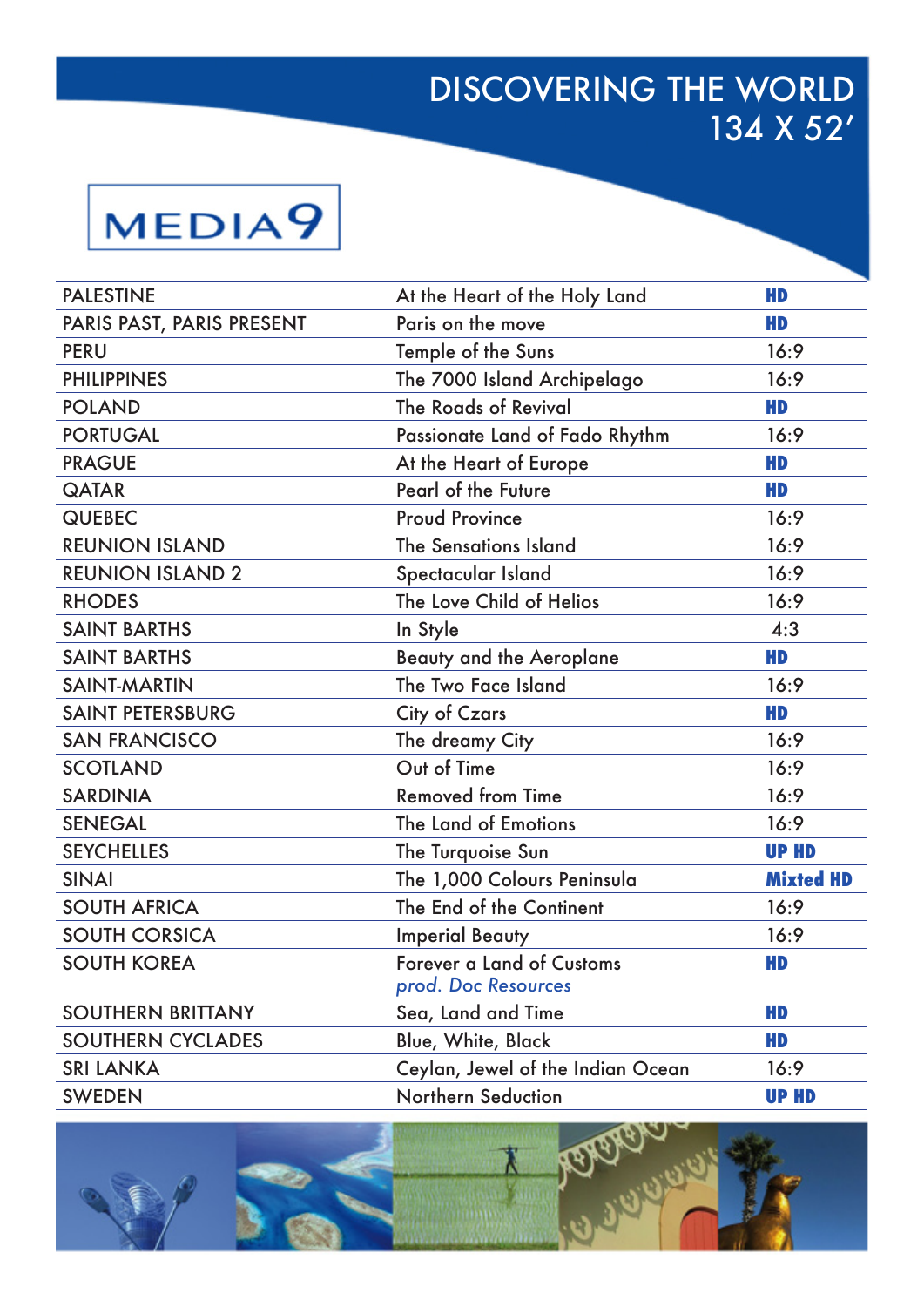# DISCOVERING THE WORLD
## 134 X 52'

MEDIA9

| | | |
|---|---|---|
| PALESTINE | At the Heart of the Holy Land | **HD** |
| PARIS PAST, PARIS PRESENT | Paris on the move | **HD** |
| PERU | Temple of the Suns | 16:9 |
| PHILIPPINES | The 7000 Island Archipelago | 16:9 |
| POLAND | The Roads of Revival | **HD** |
| PORTUGAL | Passionate Land of Fado Rhythm | 16:9 |
| PRAGUE | At the Heart of Europe | **HD** |
| QATAR | Pearl of the Future | **HD** |
| QUEBEC | Proud Province | 16:9 |
| REUNION ISLAND | The Sensations Island | 16:9 |
| REUNION ISLAND 2 | Spectacular Island | 16:9 |
| RHODES | The Love Child of Helios | 16:9 |
| SAINT BARTHS | In Style | 4:3 |
| SAINT BARTHS | Beauty and the Aeroplane | **HD** |
| SAINT-MARTIN | The Two Face Island | 16:9 |
| SAINT PETERSBURG | City of Czars | **HD** |
| SAN FRANCISCO | The dreamy City | 16:9 |
| SCOTLAND | Out of Time | 16:9 |
| SARDINIA | Removed from Time | 16:9 |
| SENEGAL | The Land of Emotions | 16:9 |
| SEYCHELLES | The Turquoise Sun | **UP HD** |
| SINAI | The 1,000 Colours Peninsula | **Mixted HD** |
| SOUTH AFRICA | The End of the Continent | 16:9 |
| SOUTH CORSICA | Imperial Beauty | 16:9 |
| SOUTH KOREA | Forever a Land of Customs *prod. Doc Resources* | **HD** |
| SOUTHERN BRITTANY | Sea, Land and Time | **HD** |
| SOUTHERN CYCLADES | Blue, White, Black | **HD** |
| SRI LANKA | Ceylan, Jewel of the Indian Ocean | 16:9 |
| SWEDEN | Northern Seduction | **UP HD** |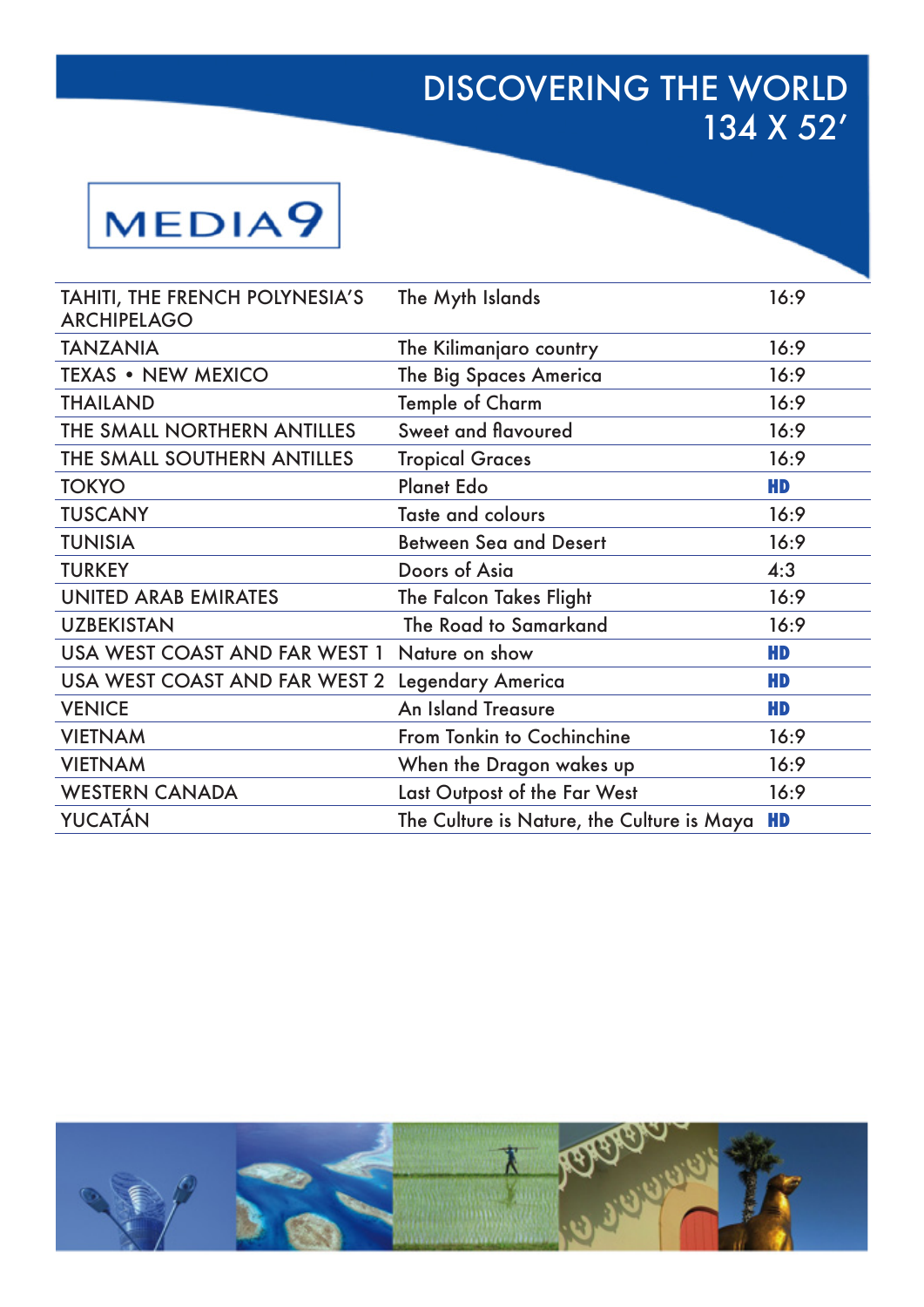# DISCOVERING THE WORLD
## 134 X 52′

MEDIA9

| | | |
|---|---|---|
| TAHITI, THE FRENCH POLYNESIA'S ARCHIPELAGO | The Myth Islands | 16:9 |
| TANZANIA | The Kilimanjaro country | 16:9 |
| TEXAS • NEW MEXICO | The Big Spaces America | 16:9 |
| THAILAND | Temple of Charm | 16:9 |
| THE SMALL NORTHERN ANTILLES | Sweet and flavoured | 16:9 |
| THE SMALL SOUTHERN ANTILLES | Tropical Graces | 16:9 |
| TOKYO | Planet Edo | **HD** |
| TUSCANY | Taste and colours | 16:9 |
| TUNISIA | Between Sea and Desert | 16:9 |
| TURKEY | Doors of Asia | 4:3 |
| UNITED ARAB EMIRATES | The Falcon Takes Flight | 16:9 |
| UZBEKISTAN | The Road to Samarkand | 16:9 |
| USA WEST COAST AND FAR WEST 1 | Nature on show | **HD** |
| USA WEST COAST AND FAR WEST 2 | Legendary America | **HD** |
| VENICE | An Island Treasure | **HD** |
| VIETNAM | From Tonkin to Cochinchine | 16:9 |
| VIETNAM | When the Dragon wakes up | 16:9 |
| WESTERN CANADA | Last Outpost of the Far West | 16:9 |
| YUCATÁN | The Culture is Nature, the Culture is Maya | **HD** |